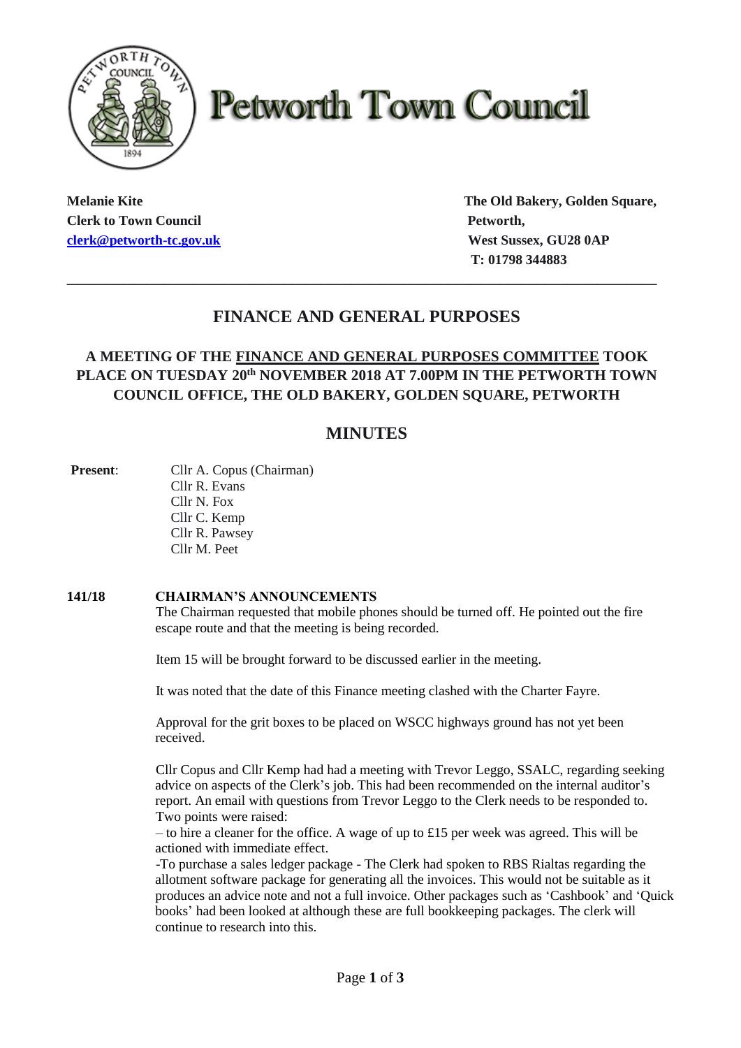# Petworth Town Council

**Melanie Kite**
**Clerk to Town Council**
**clerk@petworth-tc.gov.uk**

**The Old Bakery, Golden Square,**
**Petworth,**
**West Sussex, GU28 0AP**
**T: 01798 344883**

---

## FINANCE AND GENERAL PURPOSES

### A MEETING OF THE FINANCE AND GENERAL PURPOSES COMMITTEE TOOK PLACE ON TUESDAY 20th NOVEMBER 2018 AT 7.00PM IN THE PETWORTH TOWN COUNCIL OFFICE, THE OLD BAKERY, GOLDEN SQUARE, PETWORTH

## MINUTES

**Present**:
- Cllr A. Copus (Chairman)
- Cllr R. Evans
- Cllr N. Fox
- Cllr C. Kemp
- Cllr R. Pawsey
- Cllr M. Peet

**141/18 CHAIRMAN'S ANNOUNCEMENTS**

The Chairman requested that mobile phones should be turned off. He pointed out the fire escape route and that the meeting is being recorded.

Item 15 will be brought forward to be discussed earlier in the meeting.

It was noted that the date of this Finance meeting clashed with the Charter Fayre.

Approval for the grit boxes to be placed on WSCC highways ground has not yet been received.

Cllr Copus and Cllr Kemp had had a meeting with Trevor Leggo, SSALC, regarding seeking advice on aspects of the Clerk's job. This had been recommended on the internal auditor's report. An email with questions from Trevor Leggo to the Clerk needs to be responded to. Two points were raised:
– to hire a cleaner for the office. A wage of up to £15 per week was agreed. This will be actioned with immediate effect.
-To purchase a sales ledger package - The Clerk had spoken to RBS Rialtas regarding the allotment software package for generating all the invoices. This would not be suitable as it produces an advice note and not a full invoice. Other packages such as 'Cashbook' and 'Quick books' had been looked at although these are full bookkeeping packages. The clerk will continue to research into this.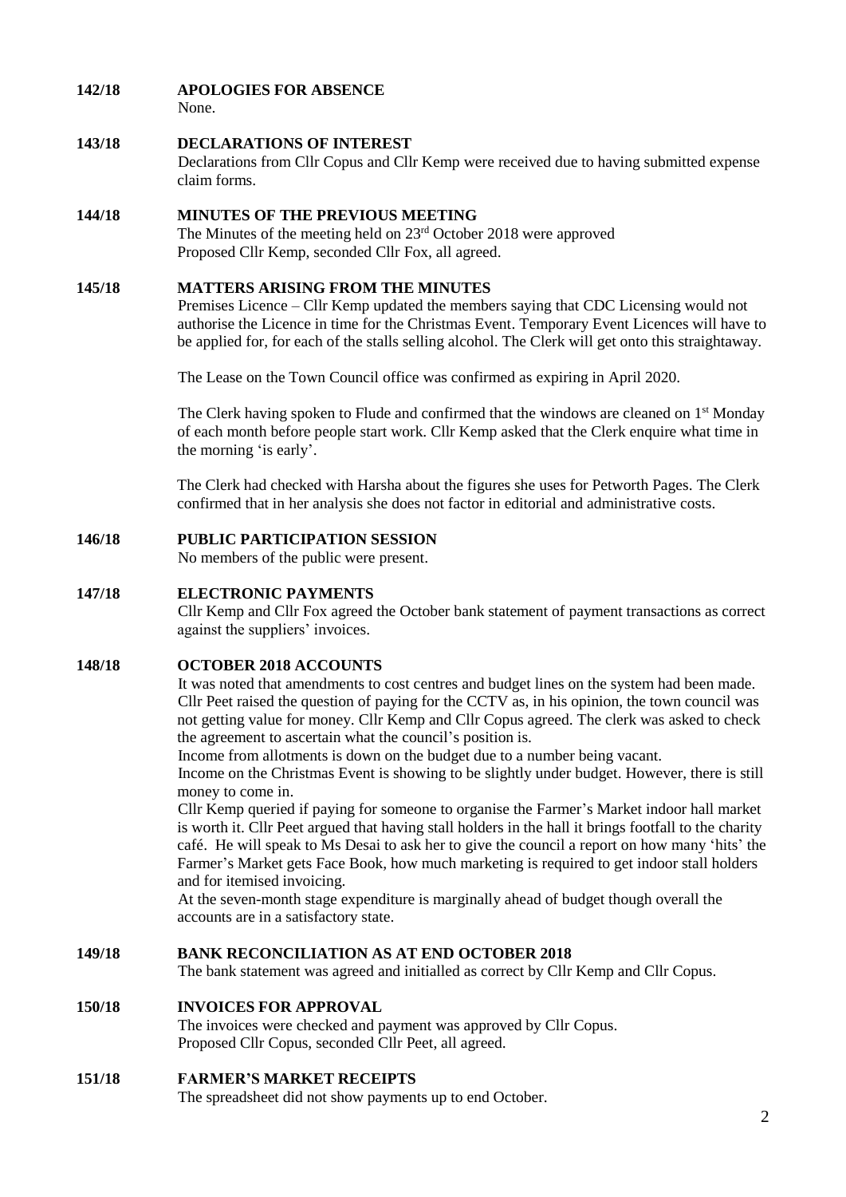**142/18 APOLOGIES FOR ABSENCE**

None.

**143/18 DECLARATIONS OF INTEREST**

Declarations from Cllr Copus and Cllr Kemp were received due to having submitted expense claim forms.

**144/18 MINUTES OF THE PREVIOUS MEETING**

The Minutes of the meeting held on 23rd October 2018 were approved
Proposed Cllr Kemp, seconded Cllr Fox, all agreed.

**145/18 MATTERS ARISING FROM THE MINUTES**

Premises Licence – Cllr Kemp updated the members saying that CDC Licensing would not authorise the Licence in time for the Christmas Event. Temporary Event Licences will have to be applied for, for each of the stalls selling alcohol. The Clerk will get onto this straightaway.

The Lease on the Town Council office was confirmed as expiring in April 2020.

The Clerk having spoken to Flude and confirmed that the windows are cleaned on 1st Monday of each month before people start work. Cllr Kemp asked that the Clerk enquire what time in the morning 'is early'.

The Clerk had checked with Harsha about the figures she uses for Petworth Pages. The Clerk confirmed that in her analysis she does not factor in editorial and administrative costs.

**146/18 PUBLIC PARTICIPATION SESSION**

No members of the public were present.

**147/18 ELECTRONIC PAYMENTS**

Cllr Kemp and Cllr Fox agreed the October bank statement of payment transactions as correct against the suppliers' invoices.

**148/18 OCTOBER 2018 ACCOUNTS**

It was noted that amendments to cost centres and budget lines on the system had been made.
Cllr Peet raised the question of paying for the CCTV as, in his opinion, the town council was not getting value for money. Cllr Kemp and Cllr Copus agreed. The clerk was asked to check the agreement to ascertain what the council's position is.
Income from allotments is down on the budget due to a number being vacant.
Income on the Christmas Event is showing to be slightly under budget. However, there is still money to come in.
Cllr Kemp queried if paying for someone to organise the Farmer's Market indoor hall market is worth it. Cllr Peet argued that having stall holders in the hall it brings footfall to the charity café. He will speak to Ms Desai to ask her to give the council a report on how many 'hits' the Farmer's Market gets Face Book, how much marketing is required to get indoor stall holders and for itemised invoicing.
At the seven-month stage expenditure is marginally ahead of budget though overall the accounts are in a satisfactory state.

**149/18 BANK RECONCILIATION AS AT END OCTOBER 2018**

The bank statement was agreed and initialled as correct by Cllr Kemp and Cllr Copus.

**150/18 INVOICES FOR APPROVAL**

The invoices were checked and payment was approved by Cllr Copus.
Proposed Cllr Copus, seconded Cllr Peet, all agreed.

**151/18 FARMER'S MARKET RECEIPTS**

The spreadsheet did not show payments up to end October.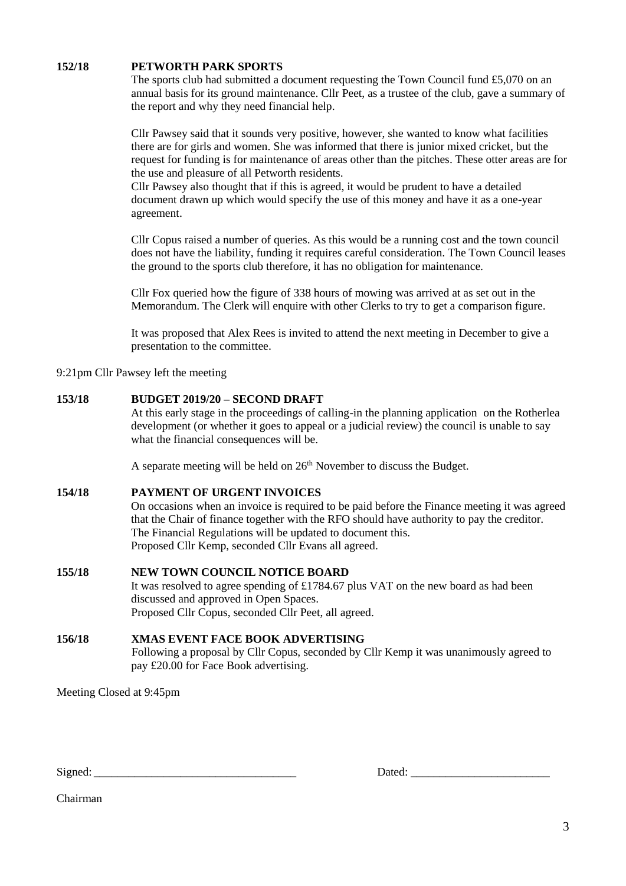**152/18 PETWORTH PARK SPORTS**

The sports club had submitted a document requesting the Town Council fund £5,070 on an annual basis for its ground maintenance. Cllr Peet, as a trustee of the club, gave a summary of the report and why they need financial help.

Cllr Pawsey said that it sounds very positive, however, she wanted to know what facilities there are for girls and women. She was informed that there is junior mixed cricket, but the request for funding is for maintenance of areas other than the pitches. These otter areas are for the use and pleasure of all Petworth residents.
Cllr Pawsey also thought that if this is agreed, it would be prudent to have a detailed document drawn up which would specify the use of this money and have it as a one-year agreement.

Cllr Copus raised a number of queries. As this would be a running cost and the town council does not have the liability, funding it requires careful consideration. The Town Council leases the ground to the sports club therefore, it has no obligation for maintenance.

Cllr Fox queried how the figure of 338 hours of mowing was arrived at as set out in the Memorandum. The Clerk will enquire with other Clerks to try to get a comparison figure.

It was proposed that Alex Rees is invited to attend the next meeting in December to give a presentation to the committee.

9:21pm Cllr Pawsey left the meeting

**153/18 BUDGET 2019/20 – SECOND DRAFT**

At this early stage in the proceedings of calling-in the planning application on the Rotherlea development (or whether it goes to appeal or a judicial review) the council is unable to say what the financial consequences will be.

A separate meeting will be held on 26th November to discuss the Budget.

**154/18 PAYMENT OF URGENT INVOICES**

On occasions when an invoice is required to be paid before the Finance meeting it was agreed that the Chair of finance together with the RFO should have authority to pay the creditor. The Financial Regulations will be updated to document this.
Proposed Cllr Kemp, seconded Cllr Evans all agreed.

**155/18 NEW TOWN COUNCIL NOTICE BOARD**

It was resolved to agree spending of £1784.67 plus VAT on the new board as had been discussed and approved in Open Spaces.
Proposed Cllr Copus, seconded Cllr Peet, all agreed.

**156/18 XMAS EVENT FACE BOOK ADVERTISING**

Following a proposal by Cllr Copus, seconded by Cllr Kemp it was unanimously agreed to pay £20.00 for Face Book advertising.

Meeting Closed at 9:45pm

Signed: ___________________________________ Dated: ________________________

Chairman